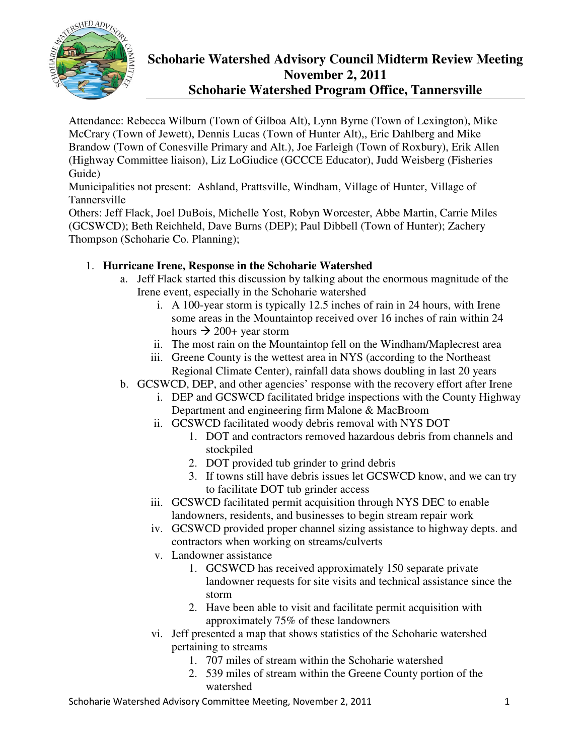# Schoharie Watershed Advisory Council Midterm Review Meeting
## November 2, 2011
## Schoharie Watershed Program Office, Tannersville

Attendance: Rebecca Wilburn (Town of Gilboa Alt), Lynn Byrne (Town of Lexington), Mike McCrary (Town of Jewett), Dennis Lucas (Town of Hunter Alt),, Eric Dahlberg and Mike Brandow (Town of Conesville Primary and Alt.), Joe Farleigh (Town of Roxbury), Erik Allen (Highway Committee liaison), Liz LoGiudice (GCCCE Educator), Judd Weisberg (Fisheries Guide)

Municipalities not present: Ashland, Prattsville, Windham, Village of Hunter, Village of Tannersville

Others: Jeff Flack, Joel DuBois, Michelle Yost, Robyn Worcester, Abbe Martin, Carrie Miles (GCSWCD); Beth Reichheld, Dave Burns (DEP); Paul Dibbell (Town of Hunter); Zachery Thompson (Schoharie Co. Planning);

1. **Hurricane Irene, Response in the Schoharie Watershed**
   a. Jeff Flack started this discussion by talking about the enormous magnitude of the Irene event, especially in the Schoharie watershed
      i. A 100-year storm is typically 12.5 inches of rain in 24 hours, with Irene some areas in the Mountaintop received over 16 inches of rain within 24 hours → 200+ year storm
      ii. The most rain on the Mountaintop fell on the Windham/Maplecrest area
      iii. Greene County is the wettest area in NYS (according to the Northeast Regional Climate Center), rainfall data shows doubling in last 20 years
   b. GCSWCD, DEP, and other agencies' response with the recovery effort after Irene
      i. DEP and GCSWCD facilitated bridge inspections with the County Highway Department and engineering firm Malone & MacBroom
      ii. GCSWCD facilitated woody debris removal with NYS DOT
         1. DOT and contractors removed hazardous debris from channels and stockpiled
         2. DOT provided tub grinder to grind debris
         3. If towns still have debris issues let GCSWCD know, and we can try to facilitate DOT tub grinder access
      iii. GCSWCD facilitated permit acquisition through NYS DEC to enable landowners, residents, and businesses to begin stream repair work
      iv. GCSWCD provided proper channel sizing assistance to highway depts. and contractors when working on streams/culverts
      v. Landowner assistance
         1. GCSWCD has received approximately 150 separate private landowner requests for site visits and technical assistance since the storm
         2. Have been able to visit and facilitate permit acquisition with approximately 75% of these landowners
      vi. Jeff presented a map that shows statistics of the Schoharie watershed pertaining to streams
         1. 707 miles of stream within the Schoharie watershed
         2. 539 miles of stream within the Greene County portion of the watershed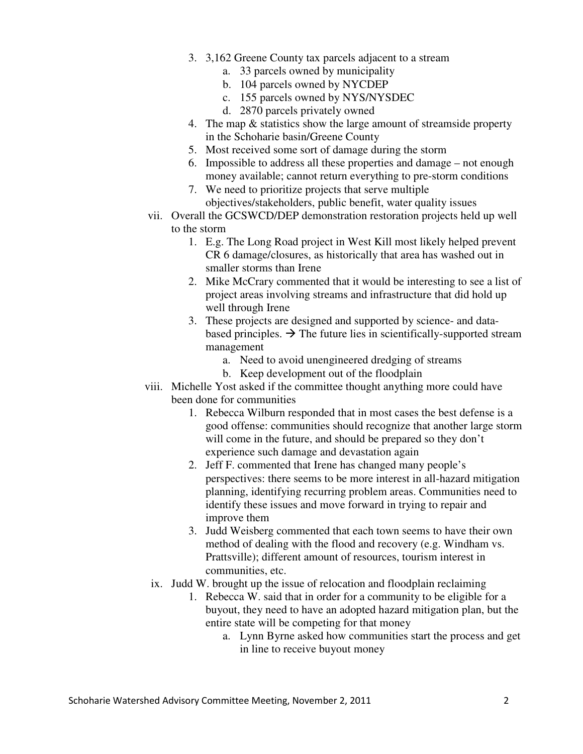3. 3,162 Greene County tax parcels adjacent to a stream
    a. 33 parcels owned by municipality
    b. 104 parcels owned by NYCDEP
    c. 155 parcels owned by NYS/NYSDEC
    d. 2870 parcels privately owned
4. The map & statistics show the large amount of streamside property in the Schoharie basin/Greene County
5. Most received some sort of damage during the storm
6. Impossible to address all these properties and damage – not enough money available; cannot return everything to pre-storm conditions
7. We need to prioritize projects that serve multiple objectives/stakeholders, public benefit, water quality issues

vii. Overall the GCSWCD/DEP demonstration restoration projects held up well to the storm
1. E.g. The Long Road project in West Kill most likely helped prevent CR 6 damage/closures, as historically that area has washed out in smaller storms than Irene
2. Mike McCrary commented that it would be interesting to see a list of project areas involving streams and infrastructure that did hold up well through Irene
3. These projects are designed and supported by science- and data-based principles. → The future lies in scientifically-supported stream management
    a. Need to avoid unengineered dredging of streams
    b. Keep development out of the floodplain

viii. Michelle Yost asked if the committee thought anything more could have been done for communities
1. Rebecca Wilburn responded that in most cases the best defense is a good offense: communities should recognize that another large storm will come in the future, and should be prepared so they don't experience such damage and devastation again
2. Jeff F. commented that Irene has changed many people's perspectives: there seems to be more interest in all-hazard mitigation planning, identifying recurring problem areas. Communities need to identify these issues and move forward in trying to repair and improve them
3. Judd Weisberg commented that each town seems to have their own method of dealing with the flood and recovery (e.g. Windham vs. Prattsville); different amount of resources, tourism interest in communities, etc.

ix. Judd W. brought up the issue of relocation and floodplain reclaiming
1. Rebecca W. said that in order for a community to be eligible for a buyout, they need to have an adopted hazard mitigation plan, but the entire state will be competing for that money
    a. Lynn Byrne asked how communities start the process and get in line to receive buyout money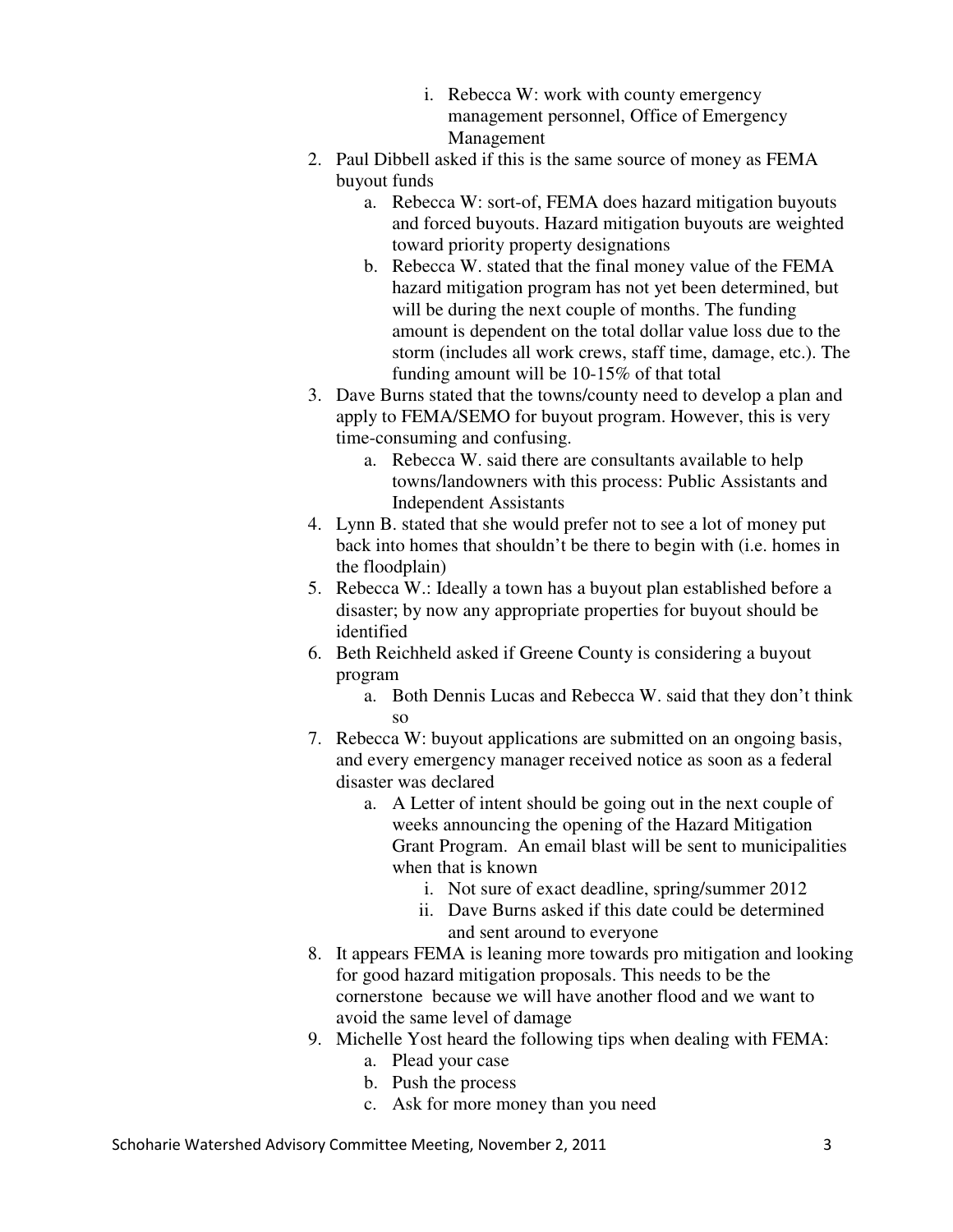i. Rebecca W: work with county emergency management personnel, Office of Emergency Management

2. Paul Dibbell asked if this is the same source of money as FEMA buyout funds
    a. Rebecca W: sort-of, FEMA does hazard mitigation buyouts and forced buyouts. Hazard mitigation buyouts are weighted toward priority property designations
    b. Rebecca W. stated that the final money value of the FEMA hazard mitigation program has not yet been determined, but will be during the next couple of months. The funding amount is dependent on the total dollar value loss due to the storm (includes all work crews, staff time, damage, etc.). The funding amount will be 10-15% of that total
3. Dave Burns stated that the towns/county need to develop a plan and apply to FEMA/SEMO for buyout program. However, this is very time-consuming and confusing.
    a. Rebecca W. said there are consultants available to help towns/landowners with this process: Public Assistants and Independent Assistants
4. Lynn B. stated that she would prefer not to see a lot of money put back into homes that shouldn't be there to begin with (i.e. homes in the floodplain)
5. Rebecca W.: Ideally a town has a buyout plan established before a disaster; by now any appropriate properties for buyout should be identified
6. Beth Reichheld asked if Greene County is considering a buyout program
    a. Both Dennis Lucas and Rebecca W. said that they don't think so
7. Rebecca W: buyout applications are submitted on an ongoing basis, and every emergency manager received notice as soon as a federal disaster was declared
    a. A Letter of intent should be going out in the next couple of weeks announcing the opening of the Hazard Mitigation Grant Program. An email blast will be sent to municipalities when that is known
        i. Not sure of exact deadline, spring/summer 2012
        ii. Dave Burns asked if this date could be determined and sent around to everyone
8. It appears FEMA is leaning more towards pro mitigation and looking for good hazard mitigation proposals. This needs to be the cornerstone because we will have another flood and we want to avoid the same level of damage
9. Michelle Yost heard the following tips when dealing with FEMA:
    a. Plead your case
    b. Push the process
    c. Ask for more money than you need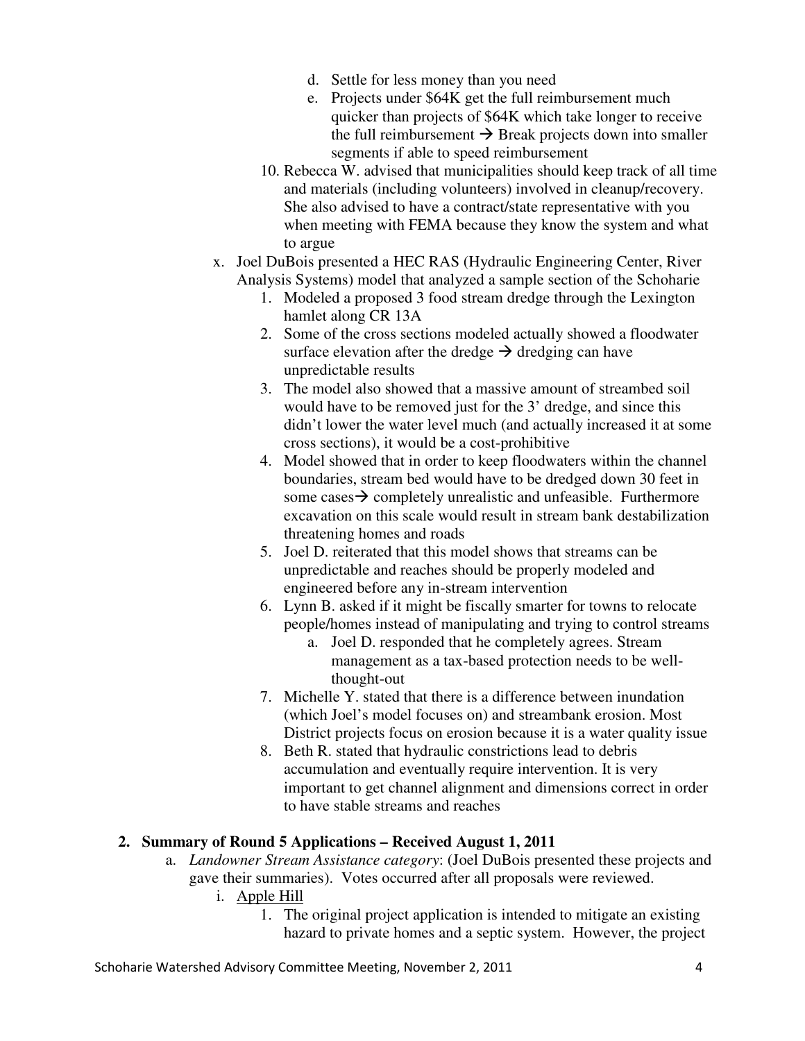d. Settle for less money than you need
   e. Projects under \$64K get the full reimbursement much quicker than projects of \$64K which take longer to receive the full reimbursement → Break projects down into smaller segments if able to speed reimbursement

10. Rebecca W. advised that municipalities should keep track of all time and materials (including volunteers) involved in cleanup/recovery. She also advised to have a contract/state representative with you when meeting with FEMA because they know the system and what to argue

x. Joel DuBois presented a HEC RAS (Hydraulic Engineering Center, River Analysis Systems) model that analyzed a sample section of the Schoharie
   1. Modeled a proposed 3 food stream dredge through the Lexington hamlet along CR 13A
   2. Some of the cross sections modeled actually showed a floodwater surface elevation after the dredge → dredging can have unpredictable results
   3. The model also showed that a massive amount of streambed soil would have to be removed just for the 3' dredge, and since this didn't lower the water level much (and actually increased it at some cross sections), it would be a cost-prohibitive
   4. Model showed that in order to keep floodwaters within the channel boundaries, stream bed would have to be dredged down 30 feet in some cases→ completely unrealistic and unfeasible. Furthermore excavation on this scale would result in stream bank destabilization threatening homes and roads
   5. Joel D. reiterated that this model shows that streams can be unpredictable and reaches should be properly modeled and engineered before any in-stream intervention
   6. Lynn B. asked if it might be fiscally smarter for towns to relocate people/homes instead of manipulating and trying to control streams
      a. Joel D. responded that he completely agrees. Stream management as a tax-based protection needs to be well-thought-out
   7. Michelle Y. stated that there is a difference between inundation (which Joel's model focuses on) and streambank erosion. Most District projects focus on erosion because it is a water quality issue
   8. Beth R. stated that hydraulic constrictions lead to debris accumulation and eventually require intervention. It is very important to get channel alignment and dimensions correct in order to have stable streams and reaches

## 2. Summary of Round 5 Applications – Received August 1, 2011

a. *Landowner Stream Assistance category*: (Joel DuBois presented these projects and gave their summaries). Votes occurred after all proposals were reviewed.
   i. <u>Apple Hill</u>
      1. The original project application is intended to mitigate an existing hazard to private homes and a septic system. However, the project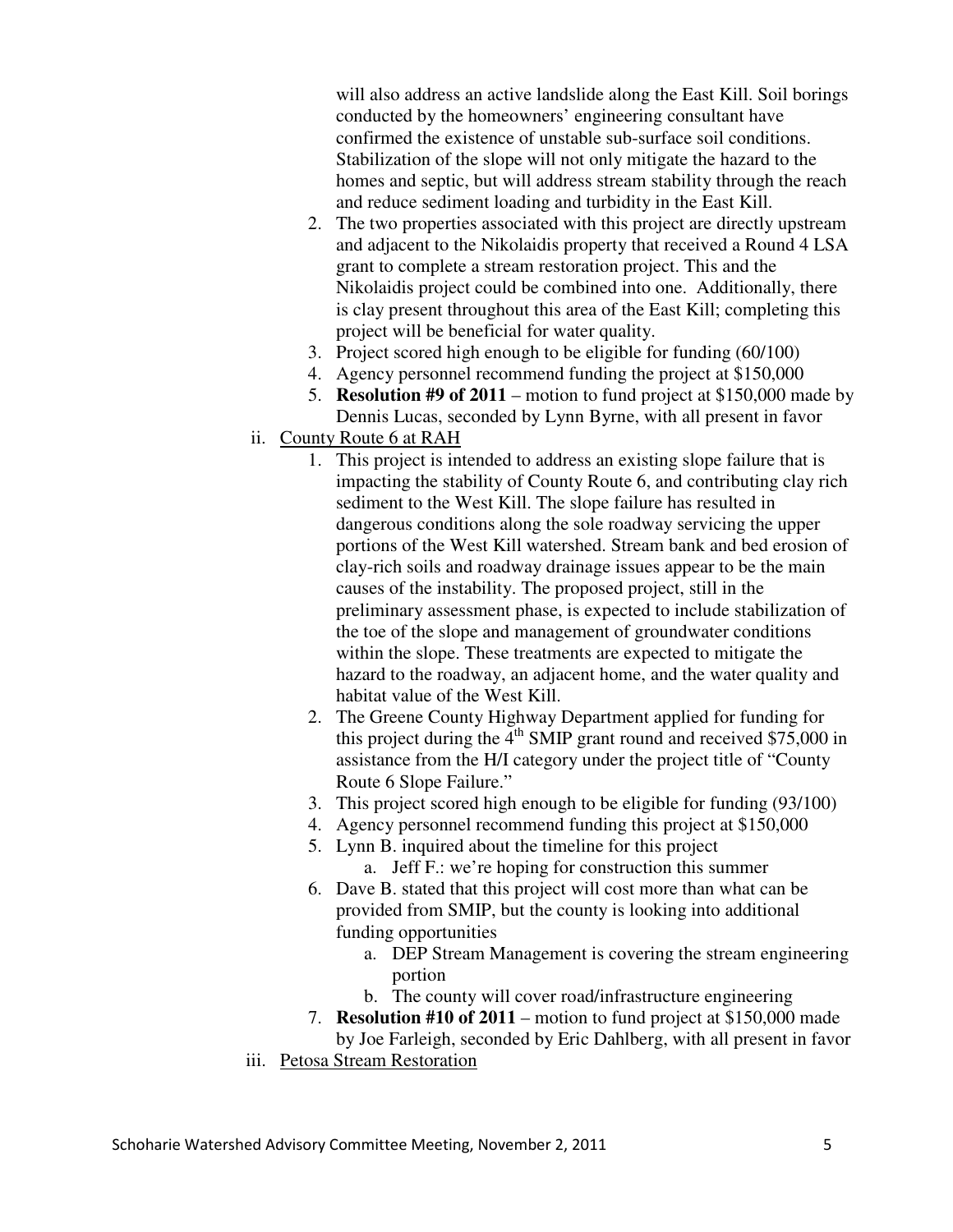will also address an active landslide along the East Kill. Soil borings conducted by the homeowners' engineering consultant have confirmed the existence of unstable sub-surface soil conditions. Stabilization of the slope will not only mitigate the hazard to the homes and septic, but will address stream stability through the reach and reduce sediment loading and turbidity in the East Kill.

2. The two properties associated with this project are directly upstream and adjacent to the Nikolaidis property that received a Round 4 LSA grant to complete a stream restoration project. This and the Nikolaidis project could be combined into one. Additionally, there is clay present throughout this area of the East Kill; completing this project will be beneficial for water quality.
3. Project scored high enough to be eligible for funding (60/100)
4. Agency personnel recommend funding the project at $150,000
5. **Resolution #9 of 2011** – motion to fund project at $150,000 made by Dennis Lucas, seconded by Lynn Byrne, with all present in favor

ii. County Route 6 at RAH

1. This project is intended to address an existing slope failure that is impacting the stability of County Route 6, and contributing clay rich sediment to the West Kill. The slope failure has resulted in dangerous conditions along the sole roadway servicing the upper portions of the West Kill watershed. Stream bank and bed erosion of clay-rich soils and roadway drainage issues appear to be the main causes of the instability. The proposed project, still in the preliminary assessment phase, is expected to include stabilization of the toe of the slope and management of groundwater conditions within the slope. These treatments are expected to mitigate the hazard to the roadway, an adjacent home, and the water quality and habitat value of the West Kill.
2. The Greene County Highway Department applied for funding for this project during the 4th SMIP grant round and received $75,000 in assistance from the H/I category under the project title of "County Route 6 Slope Failure."
3. This project scored high enough to be eligible for funding (93/100)
4. Agency personnel recommend funding this project at $150,000
5. Lynn B. inquired about the timeline for this project
   a. Jeff F.: we're hoping for construction this summer
6. Dave B. stated that this project will cost more than what can be provided from SMIP, but the county is looking into additional funding opportunities
   a. DEP Stream Management is covering the stream engineering portion
   b. The county will cover road/infrastructure engineering
7. **Resolution #10 of 2011** – motion to fund project at $150,000 made by Joe Farleigh, seconded by Eric Dahlberg, with all present in favor

iii. Petosa Stream Restoration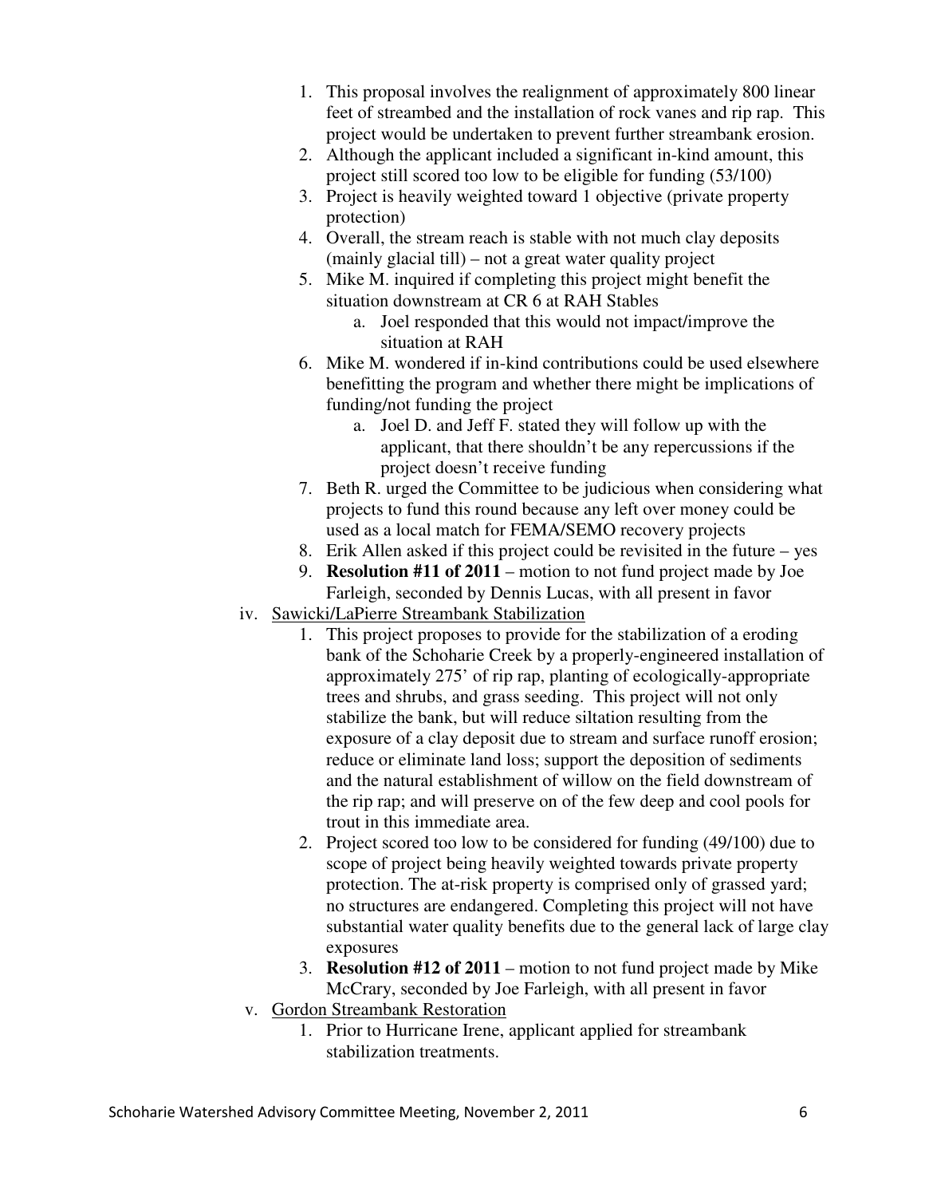1. This proposal involves the realignment of approximately 800 linear feet of streambed and the installation of rock vanes and rip rap. This project would be undertaken to prevent further streambank erosion.
2. Although the applicant included a significant in-kind amount, this project still scored too low to be eligible for funding (53/100)
3. Project is heavily weighted toward 1 objective (private property protection)
4. Overall, the stream reach is stable with not much clay deposits (mainly glacial till) – not a great water quality project
5. Mike M. inquired if completing this project might benefit the situation downstream at CR 6 at RAH Stables
   a. Joel responded that this would not impact/improve the situation at RAH
6. Mike M. wondered if in-kind contributions could be used elsewhere benefitting the program and whether there might be implications of funding/not funding the project
   a. Joel D. and Jeff F. stated they will follow up with the applicant, that there shouldn't be any repercussions if the project doesn't receive funding
7. Beth R. urged the Committee to be judicious when considering what projects to fund this round because any left over money could be used as a local match for FEMA/SEMO recovery projects
8. Erik Allen asked if this project could be revisited in the future – yes
9. **Resolution #11 of 2011** – motion to not fund project made by Joe Farleigh, seconded by Dennis Lucas, with all present in favor

iv. Sawicki/LaPierre Streambank Stabilization

1. This project proposes to provide for the stabilization of a eroding bank of the Schoharie Creek by a properly-engineered installation of approximately 275' of rip rap, planting of ecologically-appropriate trees and shrubs, and grass seeding. This project will not only stabilize the bank, but will reduce siltation resulting from the exposure of a clay deposit due to stream and surface runoff erosion; reduce or eliminate land loss; support the deposition of sediments and the natural establishment of willow on the field downstream of the rip rap; and will preserve on of the few deep and cool pools for trout in this immediate area.
2. Project scored too low to be considered for funding (49/100) due to scope of project being heavily weighted towards private property protection. The at-risk property is comprised only of grassed yard; no structures are endangered. Completing this project will not have substantial water quality benefits due to the general lack of large clay exposures
3. **Resolution #12 of 2011** – motion to not fund project made by Mike McCrary, seconded by Joe Farleigh, with all present in favor

v. Gordon Streambank Restoration

1. Prior to Hurricane Irene, applicant applied for streambank stabilization treatments.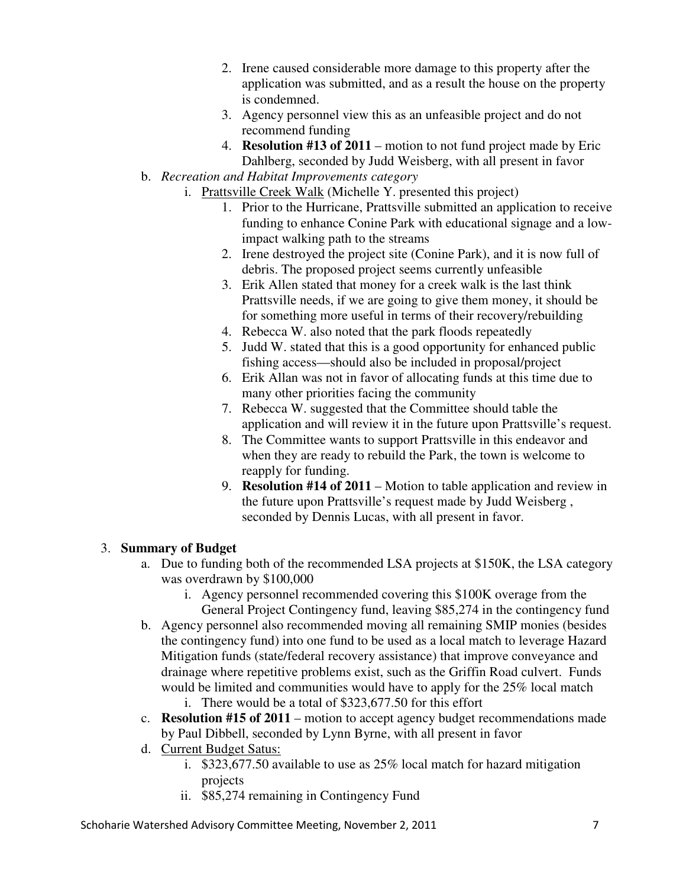2. Irene caused considerable more damage to this property after the application was submitted, and as a result the house on the property is condemned.
3. Agency personnel view this as an unfeasible project and do not recommend funding
4. **Resolution #13 of 2011** – motion to not fund project made by Eric Dahlberg, seconded by Judd Weisberg, with all present in favor

b. *Recreation and Habitat Improvements category*

i. Prattsville Creek Walk (Michelle Y. presented this project)

1. Prior to the Hurricane, Prattsville submitted an application to receive funding to enhance Conine Park with educational signage and a low-impact walking path to the streams
2. Irene destroyed the project site (Conine Park), and it is now full of debris. The proposed project seems currently unfeasible
3. Erik Allen stated that money for a creek walk is the last think Prattsville needs, if we are going to give them money, it should be for something more useful in terms of their recovery/rebuilding
4. Rebecca W. also noted that the park floods repeatedly
5. Judd W. stated that this is a good opportunity for enhanced public fishing access—should also be included in proposal/project
6. Erik Allan was not in favor of allocating funds at this time due to many other priorities facing the community
7. Rebecca W. suggested that the Committee should table the application and will review it in the future upon Prattsville's request.
8. The Committee wants to support Prattsville in this endeavor and when they are ready to rebuild the Park, the town is welcome to reapply for funding.
9. **Resolution #14 of 2011** – Motion to table application and review in the future upon Prattsville's request made by Judd Weisberg , seconded by Dennis Lucas, with all present in favor.

3. **Summary of Budget**

a. Due to funding both of the recommended LSA projects at $150K, the LSA category was overdrawn by $100,000

i. Agency personnel recommended covering this $100K overage from the General Project Contingency fund, leaving $85,274 in the contingency fund

b. Agency personnel also recommended moving all remaining SMIP monies (besides the contingency fund) into one fund to be used as a local match to leverage Hazard Mitigation funds (state/federal recovery assistance) that improve conveyance and drainage where repetitive problems exist, such as the Griffin Road culvert. Funds would be limited and communities would have to apply for the 25% local match

i. There would be a total of $323,677.50 for this effort

c. **Resolution #15 of 2011** – motion to accept agency budget recommendations made by Paul Dibbell, seconded by Lynn Byrne, with all present in favor

d. Current Budget Satus:

i. $323,677.50 available to use as 25% local match for hazard mitigation projects

ii. $85,274 remaining in Contingency Fund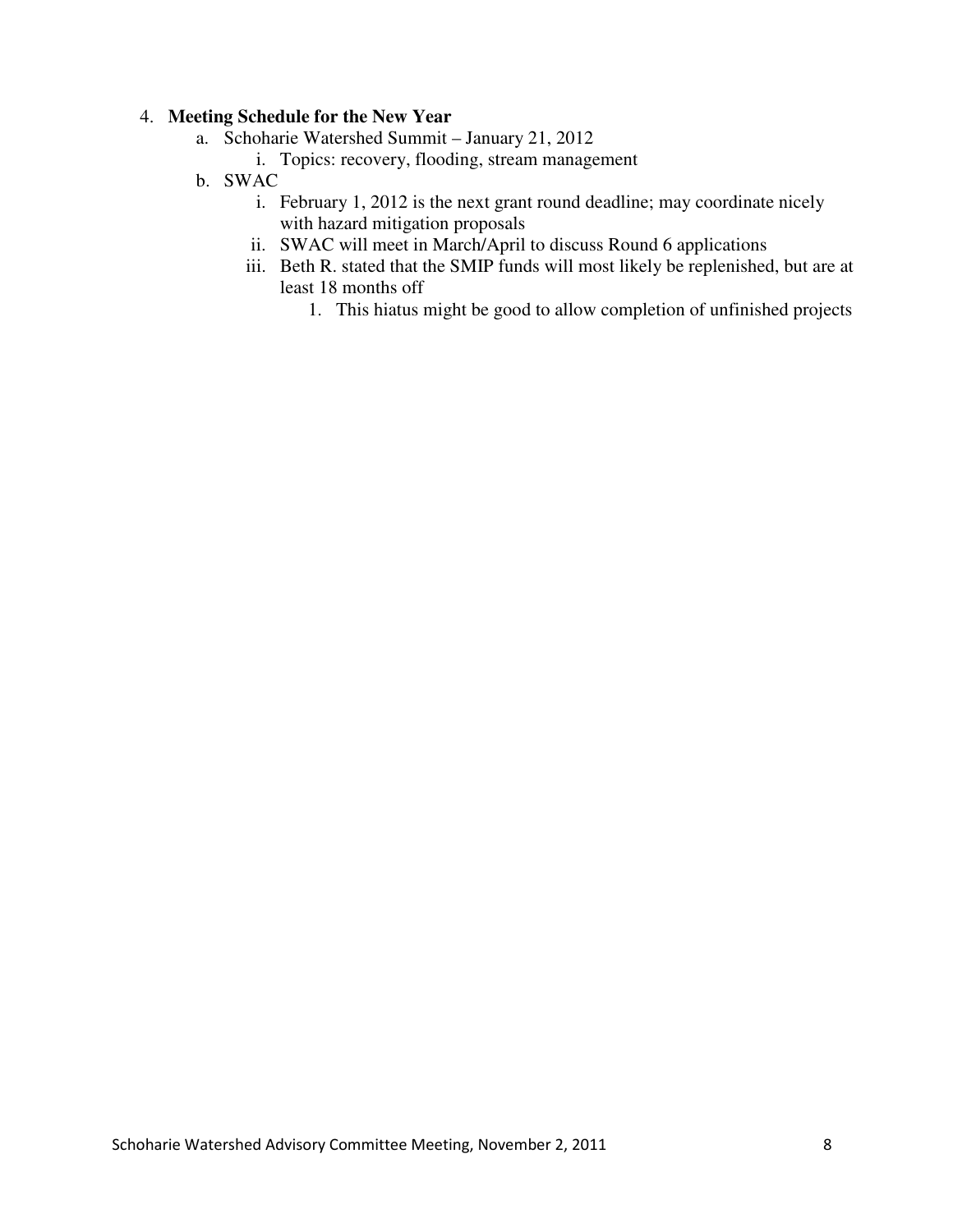4. **Meeting Schedule for the New Year**
    a. Schoharie Watershed Summit – January 21, 2012
        i. Topics: recovery, flooding, stream management
    b. SWAC
        i. February 1, 2012 is the next grant round deadline; may coordinate nicely with hazard mitigation proposals
        ii. SWAC will meet in March/April to discuss Round 6 applications
        iii. Beth R. stated that the SMIP funds will most likely be replenished, but are at least 18 months off
            1. This hiatus might be good to allow completion of unfinished projects